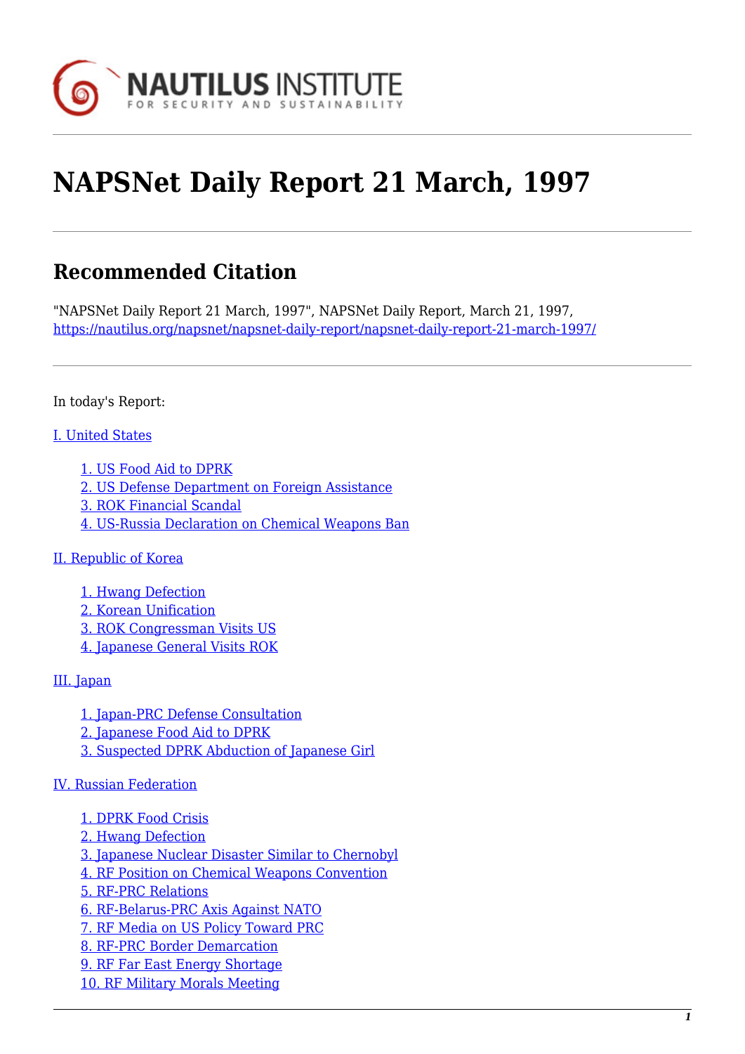# NAPSNet Daily Report 21 March, 1997

## Recommended Citation

"NAPSNet Daily Report 21 March, 1997", NAPSNet Daily Report, March 21, 1997, https://nautilus.org/napsnet/napsnet-daily-report/napsnet-daily-report-21-march-1997/

In today's Report:

I. United States

- 1. US Food Aid to DPRK
- 2. US Defense Department on Foreign Assistance
- 3. ROK Financial Scandal
- 4. US-Russia Declaration on Chemical Weapons Ban

II. Republic of Korea

- 1. Hwang Defection
- 2. Korean Unification
- 3. ROK Congressman Visits US
- 4. Japanese General Visits ROK

III. Japan

- 1. Japan-PRC Defense Consultation
- 2. Japanese Food Aid to DPRK
- 3. Suspected DPRK Abduction of Japanese Girl

IV. Russian Federation

- 1. DPRK Food Crisis
- 2. Hwang Defection
- 3. Japanese Nuclear Disaster Similar to Chernobyl
- 4. RF Position on Chemical Weapons Convention
- 5. RF-PRC Relations
- 6. RF-Belarus-PRC Axis Against NATO
- 7. RF Media on US Policy Toward PRC
- 8. RF-PRC Border Demarcation
- 9. RF Far East Energy Shortage
- 10. RF Military Morals Meeting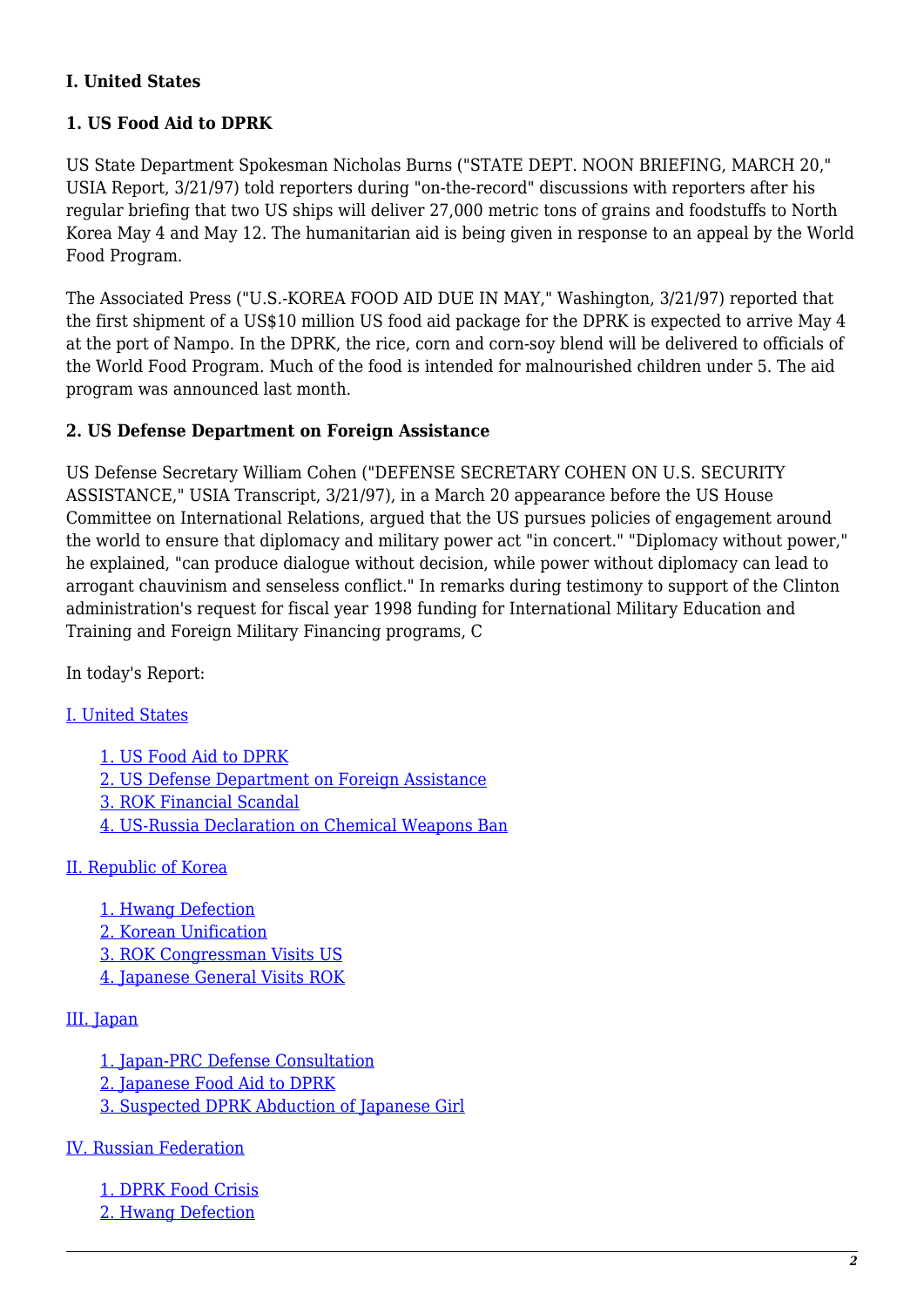### I. United States

#### 1. US Food Aid to DPRK

US State Department Spokesman Nicholas Burns ("STATE DEPT. NOON BRIEFING, MARCH 20," USIA Report, 3/21/97) told reporters during "on-the-record" discussions with reporters after his regular briefing that two US ships will deliver 27,000 metric tons of grains and foodstuffs to North Korea May 4 and May 12. The humanitarian aid is being given in response to an appeal by the World Food Program.

The Associated Press ("U.S.-KOREA FOOD AID DUE IN MAY," Washington, 3/21/97) reported that the first shipment of a US$10 million US food aid package for the DPRK is expected to arrive May 4 at the port of Nampo. In the DPRK, the rice, corn and corn-soy blend will be delivered to officials of the World Food Program. Much of the food is intended for malnourished children under 5. The aid program was announced last month.

#### 2. US Defense Department on Foreign Assistance

US Defense Secretary William Cohen ("DEFENSE SECRETARY COHEN ON U.S. SECURITY ASSISTANCE," USIA Transcript, 3/21/97), in a March 20 appearance before the US House Committee on International Relations, argued that the US pursues policies of engagement around the world to ensure that diplomacy and military power act "in concert." "Diplomacy without power," he explained, "can produce dialogue without decision, while power without diplomacy can lead to arrogant chauvinism and senseless conflict." In remarks during testimony to support of the Clinton administration's request for fiscal year 1998 funding for International Military Education and Training and Foreign Military Financing programs, C

In today's Report:

[I. United States]

- [1. US Food Aid to DPRK]
- [2. US Defense Department on Foreign Assistance]
- [3. ROK Financial Scandal]
- [4. US-Russia Declaration on Chemical Weapons Ban]

[II. Republic of Korea]

- [1. Hwang Defection]
- [2. Korean Unification]
- [3. ROK Congressman Visits US]
- [4. Japanese General Visits ROK]

[III. Japan]

- [1. Japan-PRC Defense Consultation]
- [2. Japanese Food Aid to DPRK]
- [3. Suspected DPRK Abduction of Japanese Girl]

[IV. Russian Federation]

- [1. DPRK Food Crisis]
- [2. Hwang Defection]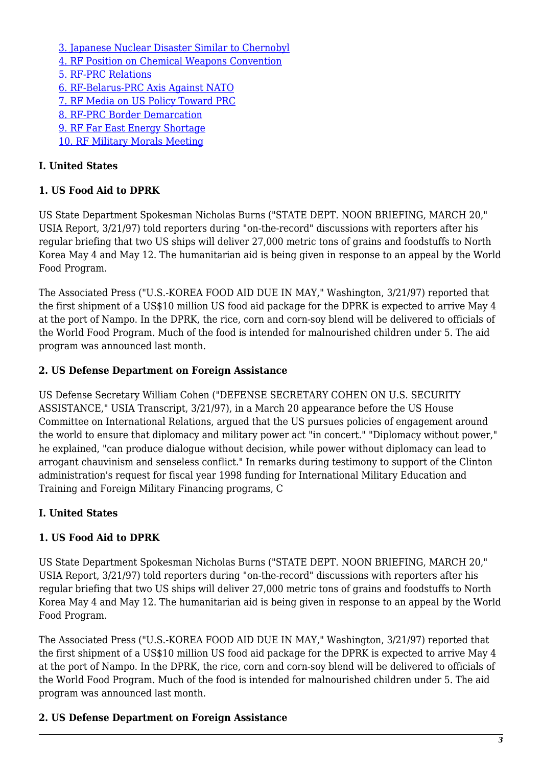3. [Japanese Nuclear Disaster Similar to Chernobyl]
4. [RF Position on Chemical Weapons Convention]
5. [RF-PRC Relations]
6. [RF-Belarus-PRC Axis Against NATO]
7. [RF Media on US Policy Toward PRC]
8. [RF-PRC Border Demarcation]
9. [RF Far East Energy Shortage]
10. [RF Military Morals Meeting]

## I. United States

### 1. US Food Aid to DPRK

US State Department Spokesman Nicholas Burns ("STATE DEPT. NOON BRIEFING, MARCH 20," USIA Report, 3/21/97) told reporters during "on-the-record" discussions with reporters after his regular briefing that two US ships will deliver 27,000 metric tons of grains and foodstuffs to North Korea May 4 and May 12. The humanitarian aid is being given in response to an appeal by the World Food Program.

The Associated Press ("U.S.-KOREA FOOD AID DUE IN MAY," Washington, 3/21/97) reported that the first shipment of a US$10 million US food aid package for the DPRK is expected to arrive May 4 at the port of Nampo. In the DPRK, the rice, corn and corn-soy blend will be delivered to officials of the World Food Program. Much of the food is intended for malnourished children under 5. The aid program was announced last month.

### 2. US Defense Department on Foreign Assistance

US Defense Secretary William Cohen ("DEFENSE SECRETARY COHEN ON U.S. SECURITY ASSISTANCE," USIA Transcript, 3/21/97), in a March 20 appearance before the US House Committee on International Relations, argued that the US pursues policies of engagement around the world to ensure that diplomacy and military power act "in concert." "Diplomacy without power," he explained, "can produce dialogue without decision, while power without diplomacy can lead to arrogant chauvinism and senseless conflict." In remarks during testimony to support of the Clinton administration's request for fiscal year 1998 funding for International Military Education and Training and Foreign Military Financing programs, C

## I. United States

### 1. US Food Aid to DPRK

US State Department Spokesman Nicholas Burns ("STATE DEPT. NOON BRIEFING, MARCH 20," USIA Report, 3/21/97) told reporters during "on-the-record" discussions with reporters after his regular briefing that two US ships will deliver 27,000 metric tons of grains and foodstuffs to North Korea May 4 and May 12. The humanitarian aid is being given in response to an appeal by the World Food Program.

The Associated Press ("U.S.-KOREA FOOD AID DUE IN MAY," Washington, 3/21/97) reported that the first shipment of a US$10 million US food aid package for the DPRK is expected to arrive May 4 at the port of Nampo. In the DPRK, the rice, corn and corn-soy blend will be delivered to officials of the World Food Program. Much of the food is intended for malnourished children under 5. The aid program was announced last month.

### 2. US Defense Department on Foreign Assistance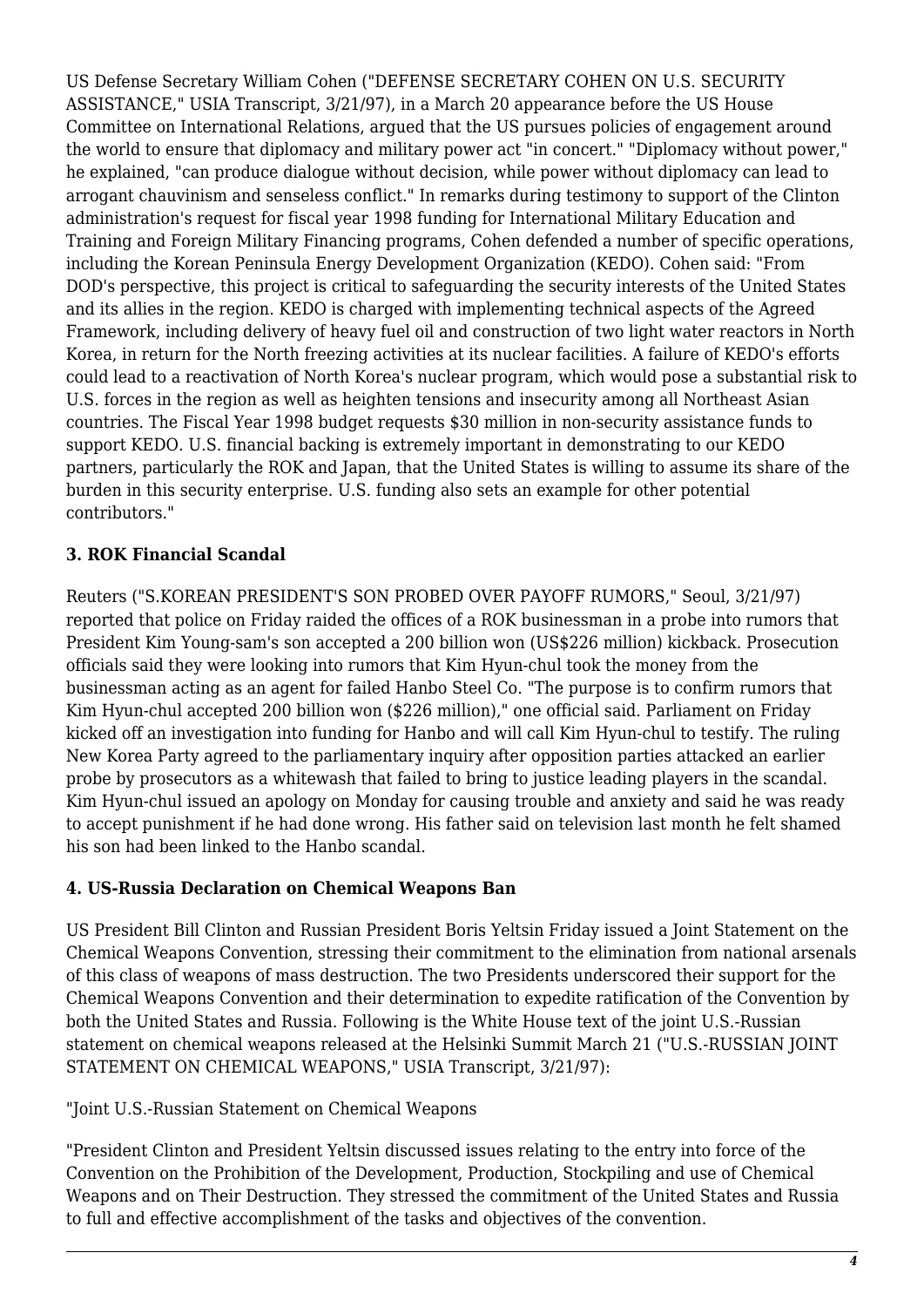US Defense Secretary William Cohen ("DEFENSE SECRETARY COHEN ON U.S. SECURITY ASSISTANCE," USIA Transcript, 3/21/97), in a March 20 appearance before the US House Committee on International Relations, argued that the US pursues policies of engagement around the world to ensure that diplomacy and military power act "in concert." "Diplomacy without power," he explained, "can produce dialogue without decision, while power without diplomacy can lead to arrogant chauvinism and senseless conflict." In remarks during testimony to support of the Clinton administration's request for fiscal year 1998 funding for International Military Education and Training and Foreign Military Financing programs, Cohen defended a number of specific operations, including the Korean Peninsula Energy Development Organization (KEDO). Cohen said: "From DOD's perspective, this project is critical to safeguarding the security interests of the United States and its allies in the region. KEDO is charged with implementing technical aspects of the Agreed Framework, including delivery of heavy fuel oil and construction of two light water reactors in North Korea, in return for the North freezing activities at its nuclear facilities. A failure of KEDO's efforts could lead to a reactivation of North Korea's nuclear program, which would pose a substantial risk to U.S. forces in the region as well as heighten tensions and insecurity among all Northeast Asian countries. The Fiscal Year 1998 budget requests $30 million in non-security assistance funds to support KEDO. U.S. financial backing is extremely important in demonstrating to our KEDO partners, particularly the ROK and Japan, that the United States is willing to assume its share of the burden in this security enterprise. U.S. funding also sets an example for other potential contributors."

### 3. ROK Financial Scandal

Reuters ("S.KOREAN PRESIDENT'S SON PROBED OVER PAYOFF RUMORS," Seoul, 3/21/97) reported that police on Friday raided the offices of a ROK businessman in a probe into rumors that President Kim Young-sam's son accepted a 200 billion won (US$226 million) kickback. Prosecution officials said they were looking into rumors that Kim Hyun-chul took the money from the businessman acting as an agent for failed Hanbo Steel Co. "The purpose is to confirm rumors that Kim Hyun-chul accepted 200 billion won ($226 million)," one official said. Parliament on Friday kicked off an investigation into funding for Hanbo and will call Kim Hyun-chul to testify. The ruling New Korea Party agreed to the parliamentary inquiry after opposition parties attacked an earlier probe by prosecutors as a whitewash that failed to bring to justice leading players in the scandal. Kim Hyun-chul issued an apology on Monday for causing trouble and anxiety and said he was ready to accept punishment if he had done wrong. His father said on television last month he felt shamed his son had been linked to the Hanbo scandal.

### 4. US-Russia Declaration on Chemical Weapons Ban

US President Bill Clinton and Russian President Boris Yeltsin Friday issued a Joint Statement on the Chemical Weapons Convention, stressing their commitment to the elimination from national arsenals of this class of weapons of mass destruction. The two Presidents underscored their support for the Chemical Weapons Convention and their determination to expedite ratification of the Convention by both the United States and Russia. Following is the White House text of the joint U.S.-Russian statement on chemical weapons released at the Helsinki Summit March 21 ("U.S.-RUSSIAN JOINT STATEMENT ON CHEMICAL WEAPONS," USIA Transcript, 3/21/97):

"Joint U.S.-Russian Statement on Chemical Weapons

"President Clinton and President Yeltsin discussed issues relating to the entry into force of the Convention on the Prohibition of the Development, Production, Stockpiling and use of Chemical Weapons and on Their Destruction. They stressed the commitment of the United States and Russia to full and effective accomplishment of the tasks and objectives of the convention.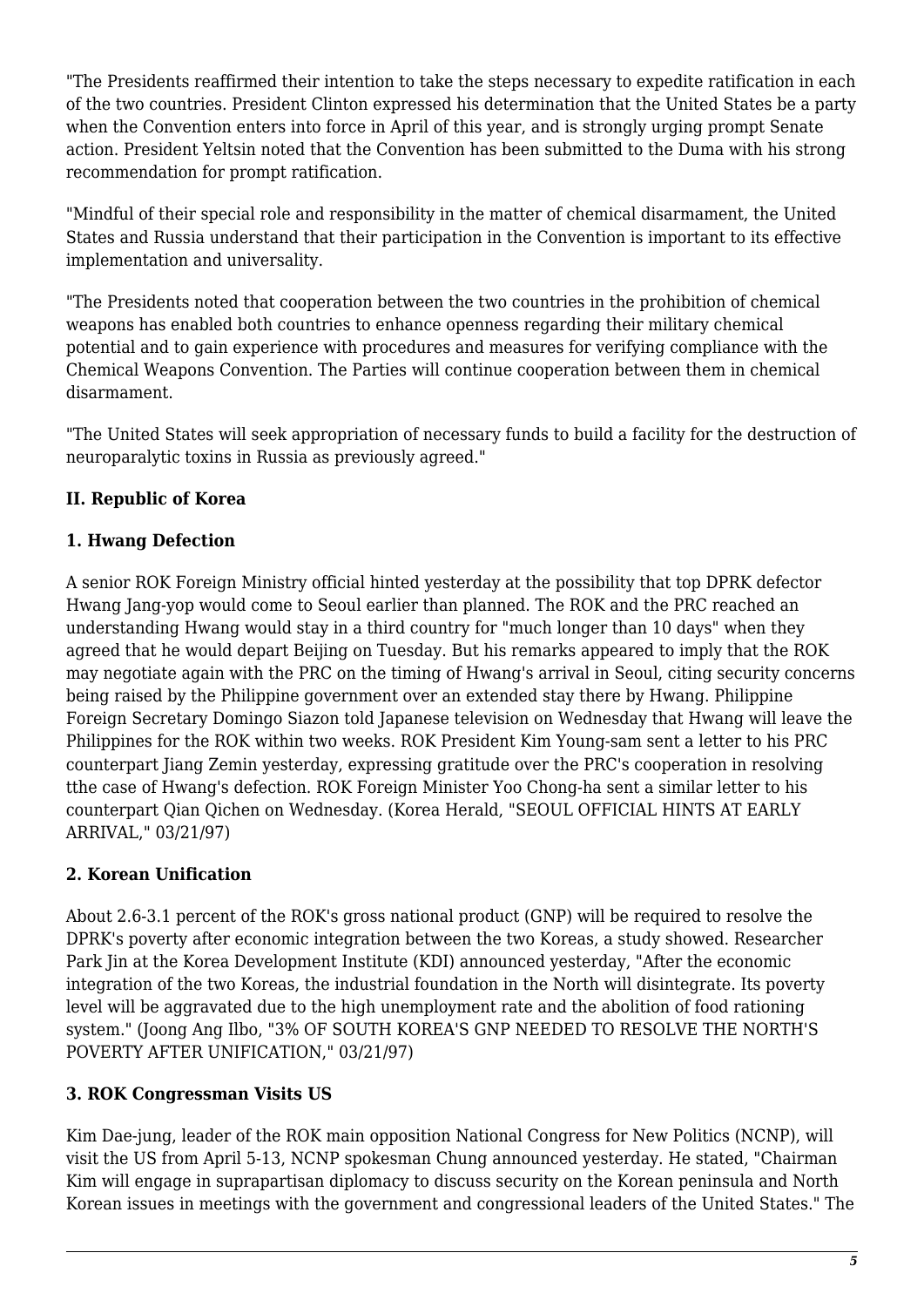"The Presidents reaffirmed their intention to take the steps necessary to expedite ratification in each of the two countries. President Clinton expressed his determination that the United States be a party when the Convention enters into force in April of this year, and is strongly urging prompt Senate action. President Yeltsin noted that the Convention has been submitted to the Duma with his strong recommendation for prompt ratification.

"Mindful of their special role and responsibility in the matter of chemical disarmament, the United States and Russia understand that their participation in the Convention is important to its effective implementation and universality.

"The Presidents noted that cooperation between the two countries in the prohibition of chemical weapons has enabled both countries to enhance openness regarding their military chemical potential and to gain experience with procedures and measures for verifying compliance with the Chemical Weapons Convention. The Parties will continue cooperation between them in chemical disarmament.

"The United States will seek appropriation of necessary funds to build a facility for the destruction of neuroparalytic toxins in Russia as previously agreed."

## II. Republic of Korea

### 1. Hwang Defection

A senior ROK Foreign Ministry official hinted yesterday at the possibility that top DPRK defector Hwang Jang-yop would come to Seoul earlier than planned. The ROK and the PRC reached an understanding Hwang would stay in a third country for "much longer than 10 days" when they agreed that he would depart Beijing on Tuesday. But his remarks appeared to imply that the ROK may negotiate again with the PRC on the timing of Hwang's arrival in Seoul, citing security concerns being raised by the Philippine government over an extended stay there by Hwang. Philippine Foreign Secretary Domingo Siazon told Japanese television on Wednesday that Hwang will leave the Philippines for the ROK within two weeks. ROK President Kim Young-sam sent a letter to his PRC counterpart Jiang Zemin yesterday, expressing gratitude over the PRC's cooperation in resolving tthe case of Hwang's defection. ROK Foreign Minister Yoo Chong-ha sent a similar letter to his counterpart Qian Qichen on Wednesday. (Korea Herald, "SEOUL OFFICIAL HINTS AT EARLY ARRIVAL," 03/21/97)

### 2. Korean Unification

About 2.6-3.1 percent of the ROK's gross national product (GNP) will be required to resolve the DPRK's poverty after economic integration between the two Koreas, a study showed. Researcher Park Jin at the Korea Development Institute (KDI) announced yesterday, "After the economic integration of the two Koreas, the industrial foundation in the North will disintegrate. Its poverty level will be aggravated due to the high unemployment rate and the abolition of food rationing system." (Joong Ang Ilbo, "3% OF SOUTH KOREA'S GNP NEEDED TO RESOLVE THE NORTH'S POVERTY AFTER UNIFICATION," 03/21/97)

### 3. ROK Congressman Visits US

Kim Dae-jung, leader of the ROK main opposition National Congress for New Politics (NCNP), will visit the US from April 5-13, NCNP spokesman Chung announced yesterday. He stated, "Chairman Kim will engage in suprapartisan diplomacy to discuss security on the Korean peninsula and North Korean issues in meetings with the government and congressional leaders of the United States." The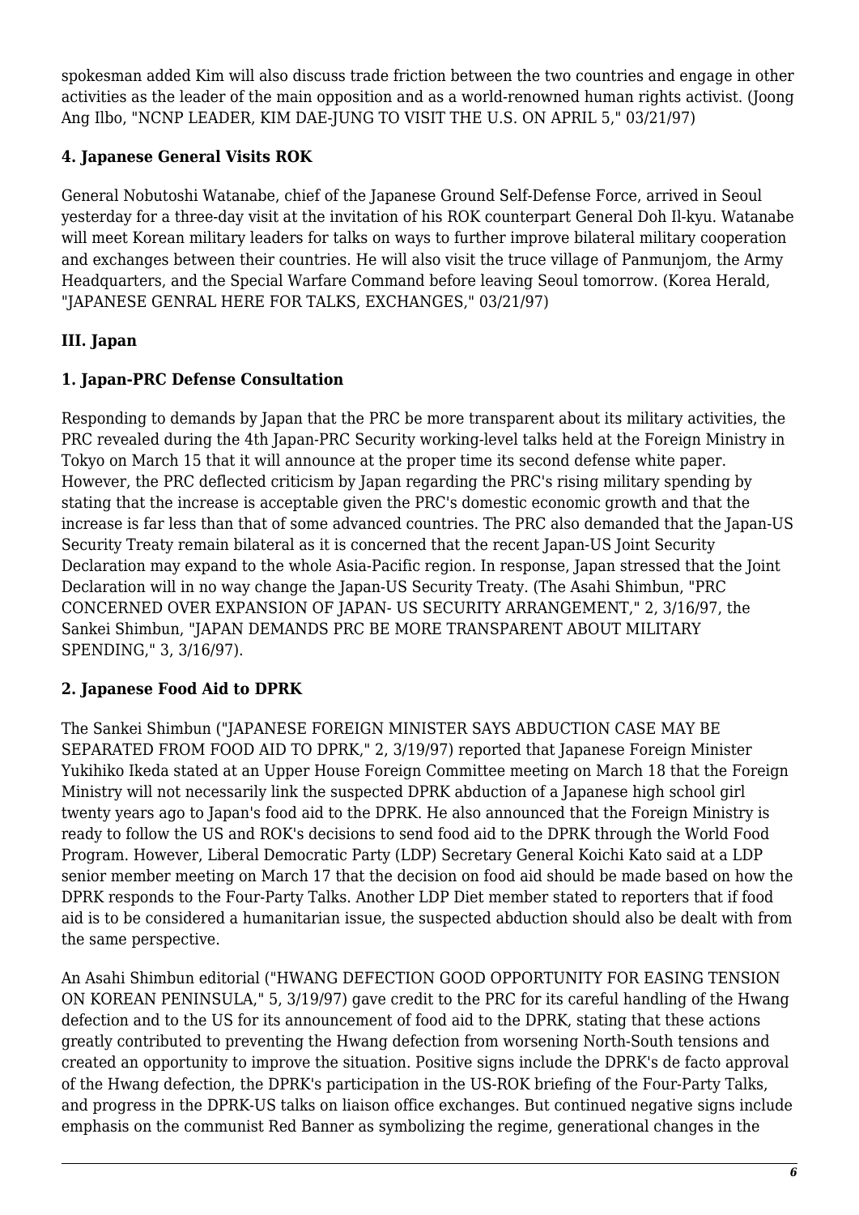spokesman added Kim will also discuss trade friction between the two countries and engage in other activities as the leader of the main opposition and as a world-renowned human rights activist. (Joong Ang Ilbo, "NCNP LEADER, KIM DAE-JUNG TO VISIT THE U.S. ON APRIL 5," 03/21/97)

### 4. Japanese General Visits ROK

General Nobutoshi Watanabe, chief of the Japanese Ground Self-Defense Force, arrived in Seoul yesterday for a three-day visit at the invitation of his ROK counterpart General Doh Il-kyu. Watanabe will meet Korean military leaders for talks on ways to further improve bilateral military cooperation and exchanges between their countries. He will also visit the truce village of Panmunjom, the Army Headquarters, and the Special Warfare Command before leaving Seoul tomorrow. (Korea Herald, "JAPANESE GENRAL HERE FOR TALKS, EXCHANGES," 03/21/97)

## III. Japan

### 1. Japan-PRC Defense Consultation

Responding to demands by Japan that the PRC be more transparent about its military activities, the PRC revealed during the 4th Japan-PRC Security working-level talks held at the Foreign Ministry in Tokyo on March 15 that it will announce at the proper time its second defense white paper. However, the PRC deflected criticism by Japan regarding the PRC's rising military spending by stating that the increase is acceptable given the PRC's domestic economic growth and that the increase is far less than that of some advanced countries. The PRC also demanded that the Japan-US Security Treaty remain bilateral as it is concerned that the recent Japan-US Joint Security Declaration may expand to the whole Asia-Pacific region. In response, Japan stressed that the Joint Declaration will in no way change the Japan-US Security Treaty. (The Asahi Shimbun, "PRC CONCERNED OVER EXPANSION OF JAPAN- US SECURITY ARRANGEMENT," 2, 3/16/97, the Sankei Shimbun, "JAPAN DEMANDS PRC BE MORE TRANSPARENT ABOUT MILITARY SPENDING," 3, 3/16/97).

### 2. Japanese Food Aid to DPRK

The Sankei Shimbun ("JAPANESE FOREIGN MINISTER SAYS ABDUCTION CASE MAY BE SEPARATED FROM FOOD AID TO DPRK," 2, 3/19/97) reported that Japanese Foreign Minister Yukihiko Ikeda stated at an Upper House Foreign Committee meeting on March 18 that the Foreign Ministry will not necessarily link the suspected DPRK abduction of a Japanese high school girl twenty years ago to Japan's food aid to the DPRK. He also announced that the Foreign Ministry is ready to follow the US and ROK's decisions to send food aid to the DPRK through the World Food Program. However, Liberal Democratic Party (LDP) Secretary General Koichi Kato said at a LDP senior member meeting on March 17 that the decision on food aid should be made based on how the DPRK responds to the Four-Party Talks. Another LDP Diet member stated to reporters that if food aid is to be considered a humanitarian issue, the suspected abduction should also be dealt with from the same perspective.

An Asahi Shimbun editorial ("HWANG DEFECTION GOOD OPPORTUNITY FOR EASING TENSION ON KOREAN PENINSULA," 5, 3/19/97) gave credit to the PRC for its careful handling of the Hwang defection and to the US for its announcement of food aid to the DPRK, stating that these actions greatly contributed to preventing the Hwang defection from worsening North-South tensions and created an opportunity to improve the situation. Positive signs include the DPRK's de facto approval of the Hwang defection, the DPRK's participation in the US-ROK briefing of the Four-Party Talks, and progress in the DPRK-US talks on liaison office exchanges. But continued negative signs include emphasis on the communist Red Banner as symbolizing the regime, generational changes in the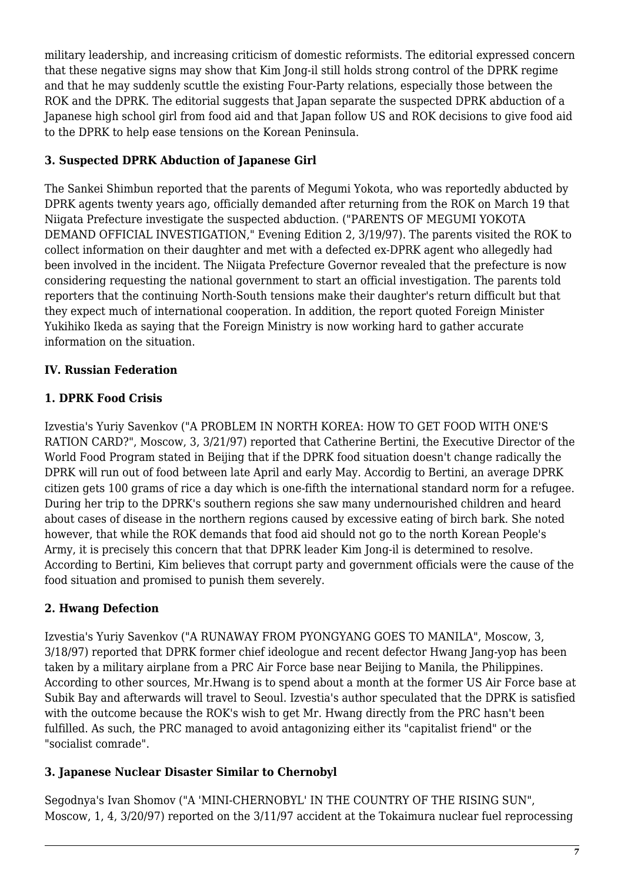military leadership, and increasing criticism of domestic reformists. The editorial expressed concern that these negative signs may show that Kim Jong-il still holds strong control of the DPRK regime and that he may suddenly scuttle the existing Four-Party relations, especially those between the ROK and the DPRK. The editorial suggests that Japan separate the suspected DPRK abduction of a Japanese high school girl from food aid and that Japan follow US and ROK decisions to give food aid to the DPRK to help ease tensions on the Korean Peninsula.

### 3. Suspected DPRK Abduction of Japanese Girl

The Sankei Shimbun reported that the parents of Megumi Yokota, who was reportedly abducted by DPRK agents twenty years ago, officially demanded after returning from the ROK on March 19 that Niigata Prefecture investigate the suspected abduction. ("PARENTS OF MEGUMI YOKOTA DEMAND OFFICIAL INVESTIGATION," Evening Edition 2, 3/19/97). The parents visited the ROK to collect information on their daughter and met with a defected ex-DPRK agent who allegedly had been involved in the incident. The Niigata Prefecture Governor revealed that the prefecture is now considering requesting the national government to start an official investigation. The parents told reporters that the continuing North-South tensions make their daughter's return difficult but that they expect much of international cooperation. In addition, the report quoted Foreign Minister Yukihiko Ikeda as saying that the Foreign Ministry is now working hard to gather accurate information on the situation.

## IV. Russian Federation

### 1. DPRK Food Crisis

Izvestia's Yuriy Savenkov ("A PROBLEM IN NORTH KOREA: HOW TO GET FOOD WITH ONE'S RATION CARD?", Moscow, 3, 3/21/97) reported that Catherine Bertini, the Executive Director of the World Food Program stated in Beijing that if the DPRK food situation doesn't change radically the DPRK will run out of food between late April and early May. Accordig to Bertini, an average DPRK citizen gets 100 grams of rice a day which is one-fifth the international standard norm for a refugee. During her trip to the DPRK's southern regions she saw many undernourished children and heard about cases of disease in the northern regions caused by excessive eating of birch bark. She noted however, that while the ROK demands that food aid should not go to the north Korean People's Army, it is precisely this concern that that DPRK leader Kim Jong-il is determined to resolve. According to Bertini, Kim believes that corrupt party and government officials were the cause of the food situation and promised to punish them severely.

### 2. Hwang Defection

Izvestia's Yuriy Savenkov ("A RUNAWAY FROM PYONGYANG GOES TO MANILA", Moscow, 3, 3/18/97) reported that DPRK former chief ideologue and recent defector Hwang Jang-yop has been taken by a military airplane from a PRC Air Force base near Beijing to Manila, the Philippines. According to other sources, Mr.Hwang is to spend about a month at the former US Air Force base at Subik Bay and afterwards will travel to Seoul. Izvestia's author speculated that the DPRK is satisfied with the outcome because the ROK's wish to get Mr. Hwang directly from the PRC hasn't been fulfilled. As such, the PRC managed to avoid antagonizing either its "capitalist friend" or the "socialist comrade".

### 3. Japanese Nuclear Disaster Similar to Chernobyl

Segodnya's Ivan Shomov ("A 'MINI-CHERNOBYL' IN THE COUNTRY OF THE RISING SUN", Moscow, 1, 4, 3/20/97) reported on the 3/11/97 accident at the Tokaimura nuclear fuel reprocessing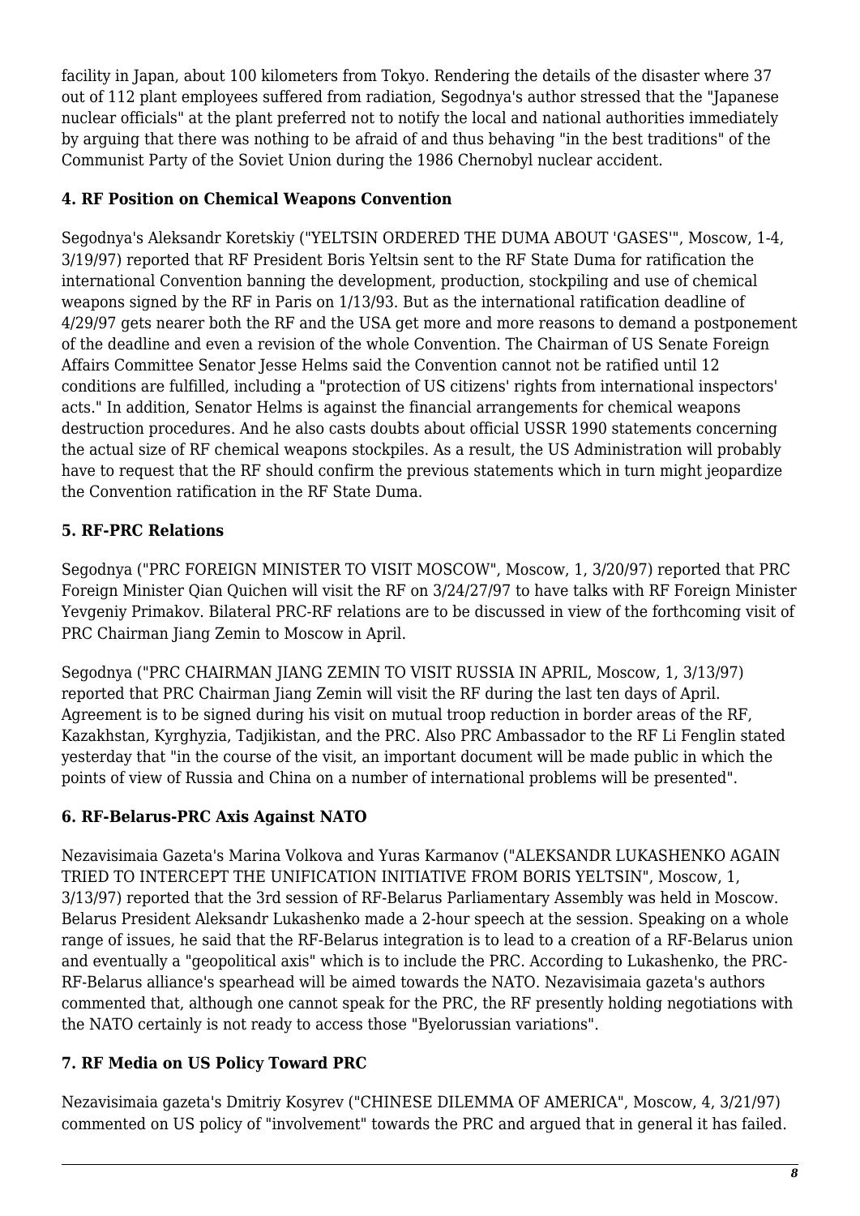facility in Japan, about 100 kilometers from Tokyo. Rendering the details of the disaster where 37 out of 112 plant employees suffered from radiation, Segodnya's author stressed that the "Japanese nuclear officials" at the plant preferred not to notify the local and national authorities immediately by arguing that there was nothing to be afraid of and thus behaving "in the best traditions" of the Communist Party of the Soviet Union during the 1986 Chernobyl nuclear accident.

### 4. RF Position on Chemical Weapons Convention

Segodnya's Aleksandr Koretskiy ("YELTSIN ORDERED THE DUMA ABOUT 'GASES'", Moscow, 1-4, 3/19/97) reported that RF President Boris Yeltsin sent to the RF State Duma for ratification the international Convention banning the development, production, stockpiling and use of chemical weapons signed by the RF in Paris on 1/13/93. But as the international ratification deadline of 4/29/97 gets nearer both the RF and the USA get more and more reasons to demand a postponement of the deadline and even a revision of the whole Convention. The Chairman of US Senate Foreign Affairs Committee Senator Jesse Helms said the Convention cannot not be ratified until 12 conditions are fulfilled, including a "protection of US citizens' rights from international inspectors' acts." In addition, Senator Helms is against the financial arrangements for chemical weapons destruction procedures. And he also casts doubts about official USSR 1990 statements concerning the actual size of RF chemical weapons stockpiles. As a result, the US Administration will probably have to request that the RF should confirm the previous statements which in turn might jeopardize the Convention ratification in the RF State Duma.

### 5. RF-PRC Relations

Segodnya ("PRC FOREIGN MINISTER TO VISIT MOSCOW", Moscow, 1, 3/20/97) reported that PRC Foreign Minister Qian Quichen will visit the RF on 3/24/27/97 to have talks with RF Foreign Minister Yevgeniy Primakov. Bilateral PRC-RF relations are to be discussed in view of the forthcoming visit of PRC Chairman Jiang Zemin to Moscow in April.

Segodnya ("PRC CHAIRMAN JIANG ZEMIN TO VISIT RUSSIA IN APRIL, Moscow, 1, 3/13/97) reported that PRC Chairman Jiang Zemin will visit the RF during the last ten days of April. Agreement is to be signed during his visit on mutual troop reduction in border areas of the RF, Kazakhstan, Kyrghyzia, Tadjikistan, and the PRC. Also PRC Ambassador to the RF Li Fenglin stated yesterday that "in the course of the visit, an important document will be made public in which the points of view of Russia and China on a number of international problems will be presented".

### 6. RF-Belarus-PRC Axis Against NATO

Nezavisimaia Gazeta's Marina Volkova and Yuras Karmanov ("ALEKSANDR LUKASHENKO AGAIN TRIED TO INTERCEPT THE UNIFICATION INITIATIVE FROM BORIS YELTSIN", Moscow, 1, 3/13/97) reported that the 3rd session of RF-Belarus Parliamentary Assembly was held in Moscow. Belarus President Aleksandr Lukashenko made a 2-hour speech at the session. Speaking on a whole range of issues, he said that the RF-Belarus integration is to lead to a creation of a RF-Belarus union and eventually a "geopolitical axis" which is to include the PRC. According to Lukashenko, the PRC-RF-Belarus alliance's spearhead will be aimed towards the NATO. Nezavisimaia gazeta's authors commented that, although one cannot speak for the PRC, the RF presently holding negotiations with the NATO certainly is not ready to access those "Byelorussian variations".

### 7. RF Media on US Policy Toward PRC

Nezavisimaia gazeta's Dmitriy Kosyrev ("CHINESE DILEMMA OF AMERICA", Moscow, 4, 3/21/97) commented on US policy of "involvement" towards the PRC and argued that in general it has failed.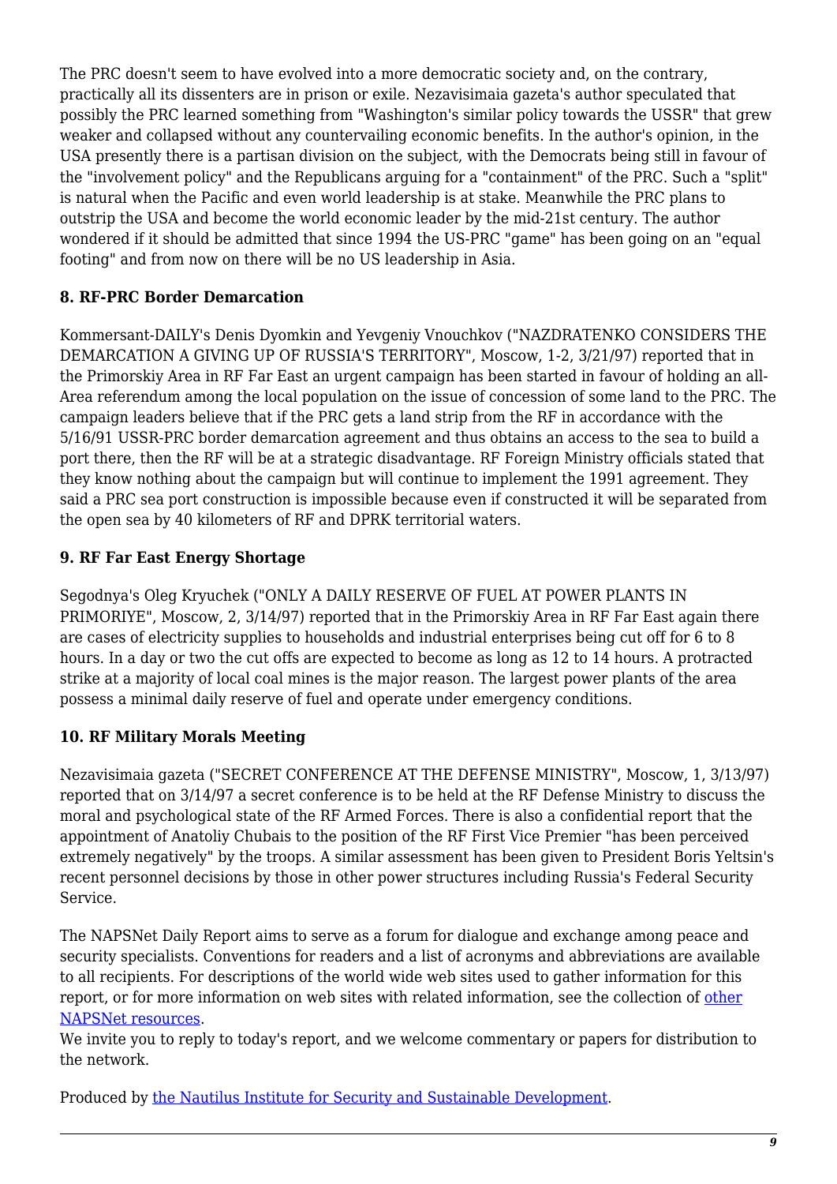The PRC doesn't seem to have evolved into a more democratic society and, on the contrary, practically all its dissenters are in prison or exile. Nezavisimaia gazeta's author speculated that possibly the PRC learned something from "Washington's similar policy towards the USSR" that grew weaker and collapsed without any countervailing economic benefits. In the author's opinion, in the USA presently there is a partisan division on the subject, with the Democrats being still in favour of the "involvement policy" and the Republicans arguing for a "containment" of the PRC. Such a "split" is natural when the Pacific and even world leadership is at stake. Meanwhile the PRC plans to outstrip the USA and become the world economic leader by the mid-21st century. The author wondered if it should be admitted that since 1994 the US-PRC "game" has been going on an "equal footing" and from now on there will be no US leadership in Asia.

### 8. RF-PRC Border Demarcation

Kommersant-DAILY's Denis Dyomkin and Yevgeniy Vnouchkov ("NAZDRATENKO CONSIDERS THE DEMARCATION A GIVING UP OF RUSSIA'S TERRITORY", Moscow, 1-2, 3/21/97) reported that in the Primorskiy Area in RF Far East an urgent campaign has been started in favour of holding an all-Area referendum among the local population on the issue of concession of some land to the PRC. The campaign leaders believe that if the PRC gets a land strip from the RF in accordance with the 5/16/91 USSR-PRC border demarcation agreement and thus obtains an access to the sea to build a port there, then the RF will be at a strategic disadvantage. RF Foreign Ministry officials stated that they know nothing about the campaign but will continue to implement the 1991 agreement. They said a PRC sea port construction is impossible because even if constructed it will be separated from the open sea by 40 kilometers of RF and DPRK territorial waters.

### 9. RF Far East Energy Shortage

Segodnya's Oleg Kryuchek ("ONLY A DAILY RESERVE OF FUEL AT POWER PLANTS IN PRIMORIYE", Moscow, 2, 3/14/97) reported that in the Primorskiy Area in RF Far East again there are cases of electricity supplies to households and industrial enterprises being cut off for 6 to 8 hours. In a day or two the cut offs are expected to become as long as 12 to 14 hours. A protracted strike at a majority of local coal mines is the major reason. The largest power plants of the area possess a minimal daily reserve of fuel and operate under emergency conditions.

### 10. RF Military Morals Meeting

Nezavisimaia gazeta ("SECRET CONFERENCE AT THE DEFENSE MINISTRY", Moscow, 1, 3/13/97) reported that on 3/14/97 a secret conference is to be held at the RF Defense Ministry to discuss the moral and psychological state of the RF Armed Forces. There is also a confidential report that the appointment of Anatoliy Chubais to the position of the RF First Vice Premier "has been perceived extremely negatively" by the troops. A similar assessment has been given to President Boris Yeltsin's recent personnel decisions by those in other power structures including Russia's Federal Security Service.

The NAPSNet Daily Report aims to serve as a forum for dialogue and exchange among peace and security specialists. Conventions for readers and a list of acronyms and abbreviations are available to all recipients. For descriptions of the world wide web sites used to gather information for this report, or for more information on web sites with related information, see the collection of other NAPSNet resources.
We invite you to reply to today's report, and we welcome commentary or papers for distribution to the network.

Produced by the Nautilus Institute for Security and Sustainable Development.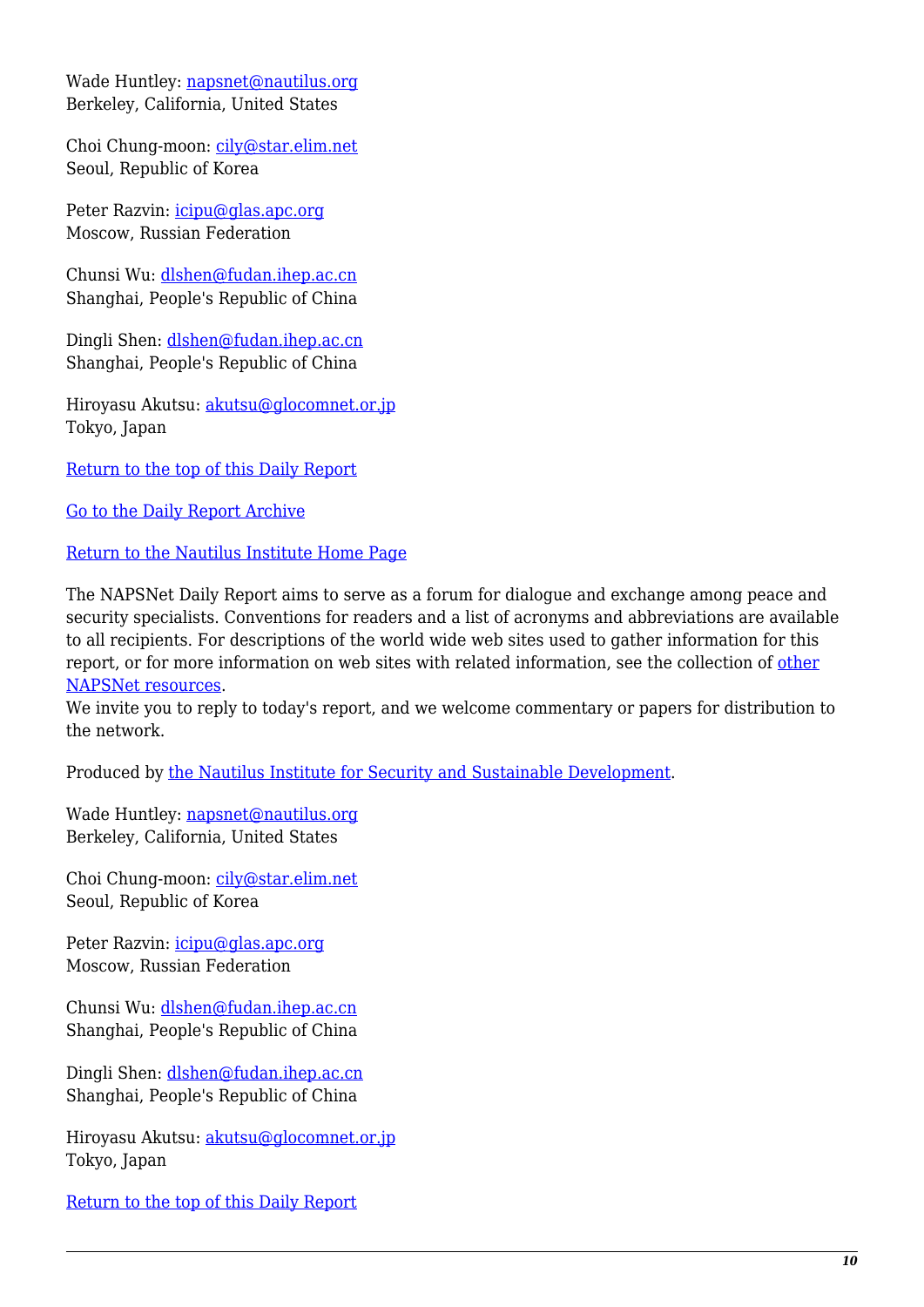Wade Huntley: [napsnet@nautilus.org](mailto:napsnet@nautilus.org)
Berkeley, California, United States

Choi Chung-moon: [cily@star.elim.net](mailto:cily@star.elim.net)
Seoul, Republic of Korea

Peter Razvin: [icipu@glas.apc.org](mailto:icipu@glas.apc.org)
Moscow, Russian Federation

Chunsi Wu: [dlshen@fudan.ihep.ac.cn](mailto:dlshen@fudan.ihep.ac.cn)
Shanghai, People's Republic of China

Dingli Shen: [dlshen@fudan.ihep.ac.cn](mailto:dlshen@fudan.ihep.ac.cn)
Shanghai, People's Republic of China

Hiroyasu Akutsu: [akutsu@glocomnet.or.jp](mailto:akutsu@glocomnet.or.jp)
Tokyo, Japan

Return to the top of this Daily Report

Go to the Daily Report Archive

Return to the Nautilus Institute Home Page

The NAPSNet Daily Report aims to serve as a forum for dialogue and exchange among peace and security specialists. Conventions for readers and a list of acronyms and abbreviations are available to all recipients. For descriptions of the world wide web sites used to gather information for this report, or for more information on web sites with related information, see the collection of other NAPSNet resources.
We invite you to reply to today's report, and we welcome commentary or papers for distribution to the network.

Produced by the Nautilus Institute for Security and Sustainable Development.

Wade Huntley: [napsnet@nautilus.org](mailto:napsnet@nautilus.org)
Berkeley, California, United States

Choi Chung-moon: [cily@star.elim.net](mailto:cily@star.elim.net)
Seoul, Republic of Korea

Peter Razvin: [icipu@glas.apc.org](mailto:icipu@glas.apc.org)
Moscow, Russian Federation

Chunsi Wu: [dlshen@fudan.ihep.ac.cn](mailto:dlshen@fudan.ihep.ac.cn)
Shanghai, People's Republic of China

Dingli Shen: [dlshen@fudan.ihep.ac.cn](mailto:dlshen@fudan.ihep.ac.cn)
Shanghai, People's Republic of China

Hiroyasu Akutsu: [akutsu@glocomnet.or.jp](mailto:akutsu@glocomnet.or.jp)
Tokyo, Japan

Return to the top of this Daily Report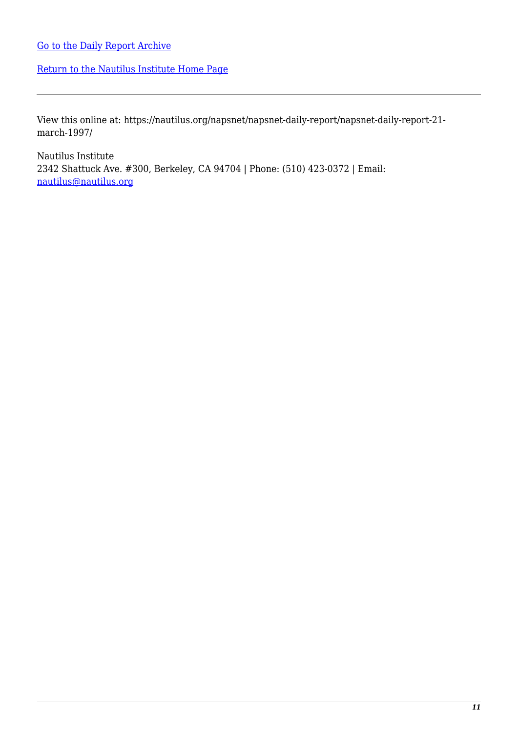[Go to the Daily Report Archive]

[Return to the Nautilus Institute Home Page]

---

View this online at: https://nautilus.org/napsnet/napsnet-daily-report/napsnet-daily-report-21-march-1997/

Nautilus Institute
2342 Shattuck Ave. #300, Berkeley, CA 94704 | Phone: (510) 423-0372 | Email: nautilus@nautilus.org